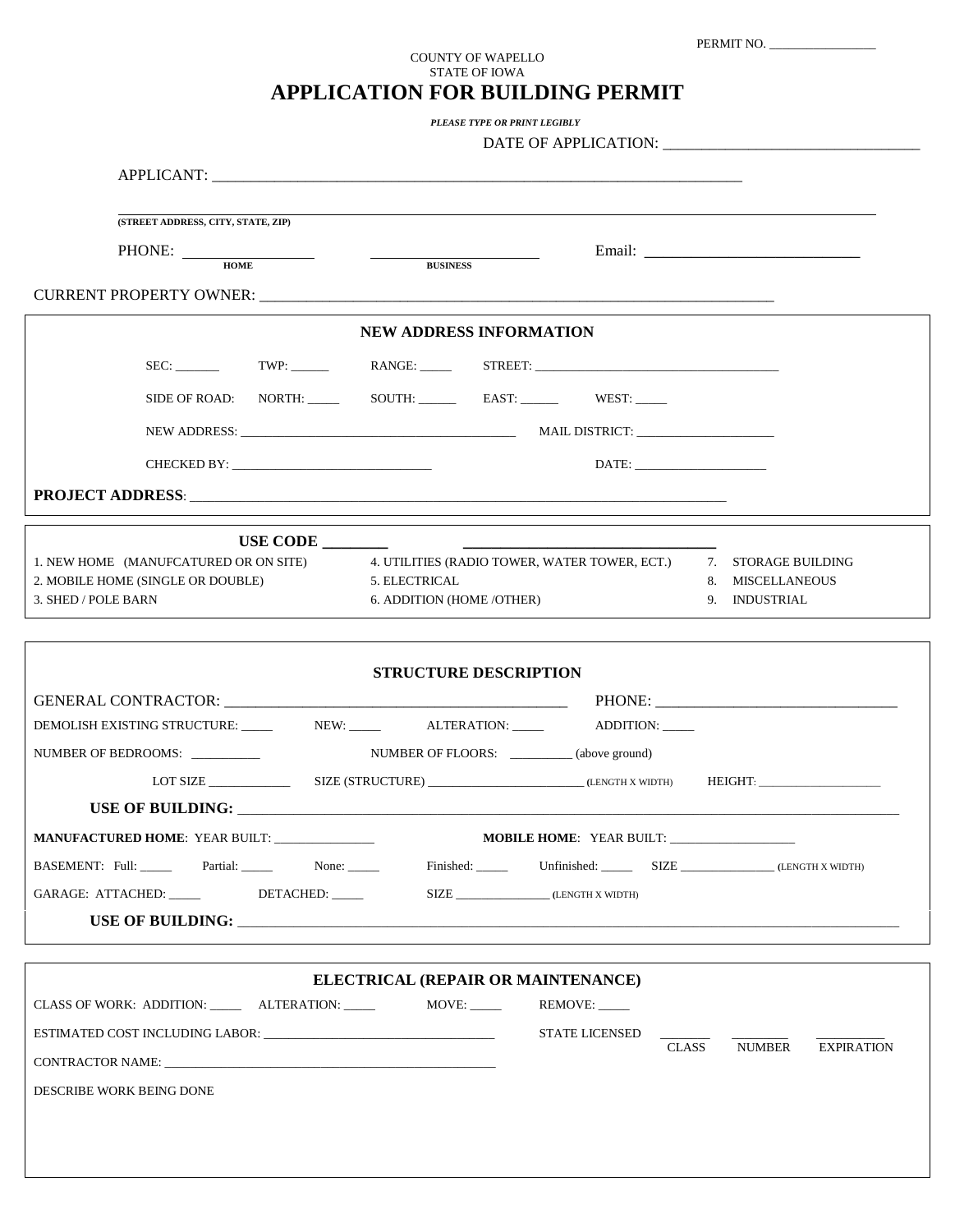PERMIT NO. ________________

COUNTY OF WAPELLO
STATE OF IOWA

# APPLICATION FOR BUILDING PERMIT

***PLEASE TYPE OR PRINT LEGIBLY***

DATE OF APPLICATION: ________________________________

APPLICANT: ______________________________________________________________________

______________________________________________________________________
**(STREET ADDRESS, CITY, STATE, ZIP)**

PHONE: ________________ ____________________ Email: ____________________________
**HOME** **BUSINESS**

CURRENT PROPERTY OWNER: ______________________________________________________________________

## NEW ADDRESS INFORMATION

SEC: _______ TWP: ______ RANGE: _____ STREET: ________________________________________

SIDE OF ROAD: NORTH: _____ SOUTH: ______ EAST: ______ WEST: _____

NEW ADDRESS: ____________________________________________ MAIL DISTRICT: ______________________

CHECKED BY: _______________________________ DATE: ____________________

**PROJECT ADDRESS**: ______________________________________________________________________________

**USE CODE ________** ________________________________

1. NEW HOME (MANUFCATURED OR ON SITE)
2. MOBILE HOME (SINGLE OR DOUBLE)
3. SHED / POLE BARN
4. UTILITIES (RADIO TOWER, WATER TOWER, ECT.)
5. ELECTRICAL
6. ADDITION (HOME /OTHER)
7. STORAGE BUILDING
8. MISCELLANEOUS
9. INDUSTRIAL

## STRUCTURE DESCRIPTION

GENERAL CONTRACTOR: ____________________________________________ PHONE: ________________________________

DEMOLISH EXISTING STRUCTURE: _____ NEW: _____ ALTERATION: _____ ADDITION: _____

NUMBER OF BEDROOMS: __________ NUMBER OF FLOORS: _________ (above ground)

LOT SIZE _____________ SIZE (STRUCTURE) ________________________ (LENGTH X WIDTH) HEIGHT: ____________________

**USE OF BUILDING:** ______________________________________________________________________________________________

**MANUFACTURED HOME**: YEAR BUILT: _______________ **MOBILE HOME**: YEAR BUILT: ___________________

BASEMENT: Full: _____ Partial: _____ None: _____ Finished: _____ Unfinished: _____ SIZE _______________ (LENGTH X WIDTH)

GARAGE: ATTACHED: _____ DETACHED: _____ SIZE _______________ (LENGTH X WIDTH)

**USE OF BUILDING:** ______________________________________________________________________________________________

## ELECTRICAL (REPAIR OR MAINTENANCE)

CLASS OF WORK: ADDITION: _____ ALTERATION: _____ MOVE: _____ REMOVE: _____

ESTIMATED COST INCLUDING LABOR: ____________________________________ STATE LICENSED _______ ________ __________
CLASS NUMBER EXPIRATION

CONTRACTOR NAME: ______________________________________________________

DESCRIBE WORK BEING DONE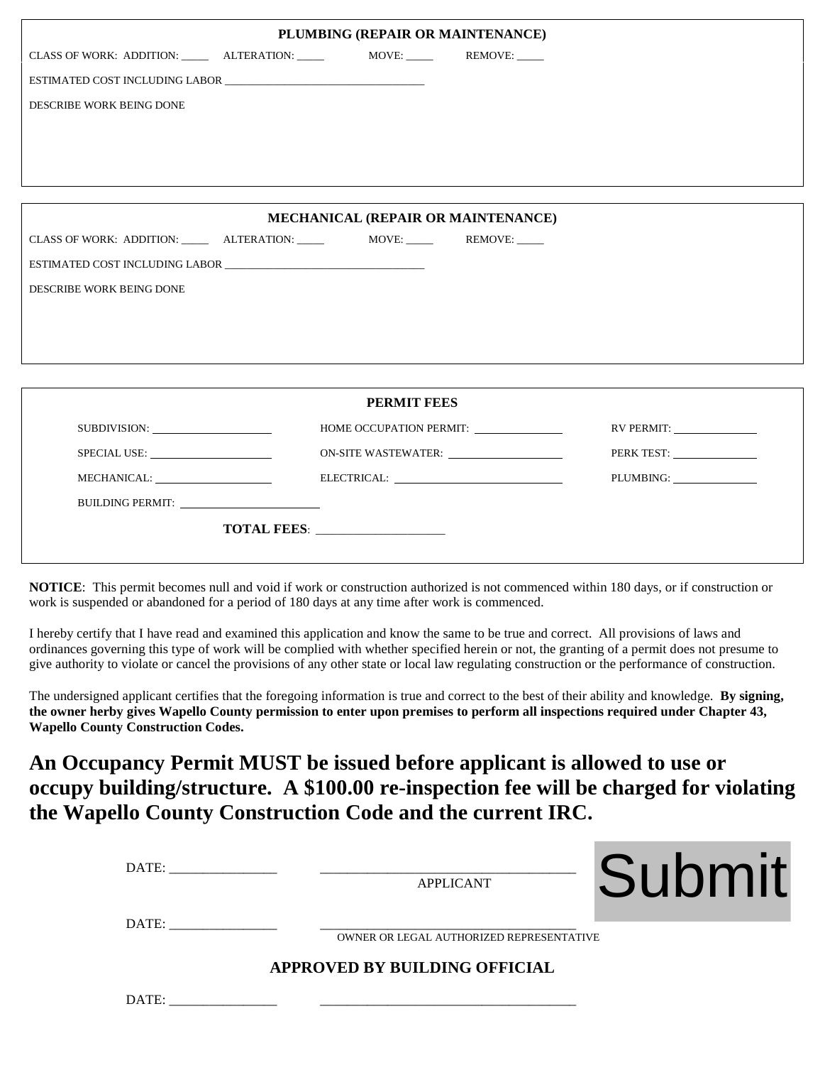## PLUMBING (REPAIR OR MAINTENANCE)

CLASS OF WORK: ADDITION: _____ ALTERATION: _____ MOVE: _____ REMOVE: _____

ESTIMATED COST INCLUDING LABOR ___________________________________

DESCRIBE WORK BEING DONE

## MECHANICAL (REPAIR OR MAINTENANCE)

CLASS OF WORK: ADDITION: _____ ALTERATION: _____ MOVE: _____ REMOVE: _____

ESTIMATED COST INCLUDING LABOR ___________________________________

DESCRIBE WORK BEING DONE

## PERMIT FEES

| | | |
|---|---|---|
| SUBDIVISION: ____________ | HOME OCCUPATION PERMIT: ____________ | RV PERMIT: ____________ |
| SPECIAL USE: ____________ | ON-SITE WASTEWATER: ____________ | PERK TEST: ____________ |
| MECHANICAL: ____________ | ELECTRICAL: ____________ | PLUMBING: ____________ |
| BUILDING PERMIT: ____________ | | |

**TOTAL FEES**: ____________________

**NOTICE**: This permit becomes null and void if work or construction authorized is not commenced within 180 days, or if construction or work is suspended or abandoned for a period of 180 days at any time after work is commenced.

I hereby certify that I have read and examined this application and know the same to be true and correct. All provisions of laws and ordinances governing this type of work will be complied with whether specified herein or not, the granting of a permit does not presume to give authority to violate or cancel the provisions of any other state or local law regulating construction or the performance of construction.

The undersigned applicant certifies that the foregoing information is true and correct to the best of their ability and knowledge. **By signing, the owner herby gives Wapello County permission to enter upon premises to perform all inspections required under Chapter 43, Wapello County Construction Codes.**

# An Occupancy Permit MUST be issued before applicant is allowed to use or occupy building/structure. A $100.00 re-inspection fee will be charged for violating the Wapello County Construction Code and the current IRC.

DATE: _______________ ___________________________________
APPLICANT

Submit

DATE: _______________ ___________________________________
OWNER OR LEGAL AUTHORIZED REPRESENTATIVE

**APPROVED BY BUILDING OFFICIAL**

DATE: _______________ ___________________________________